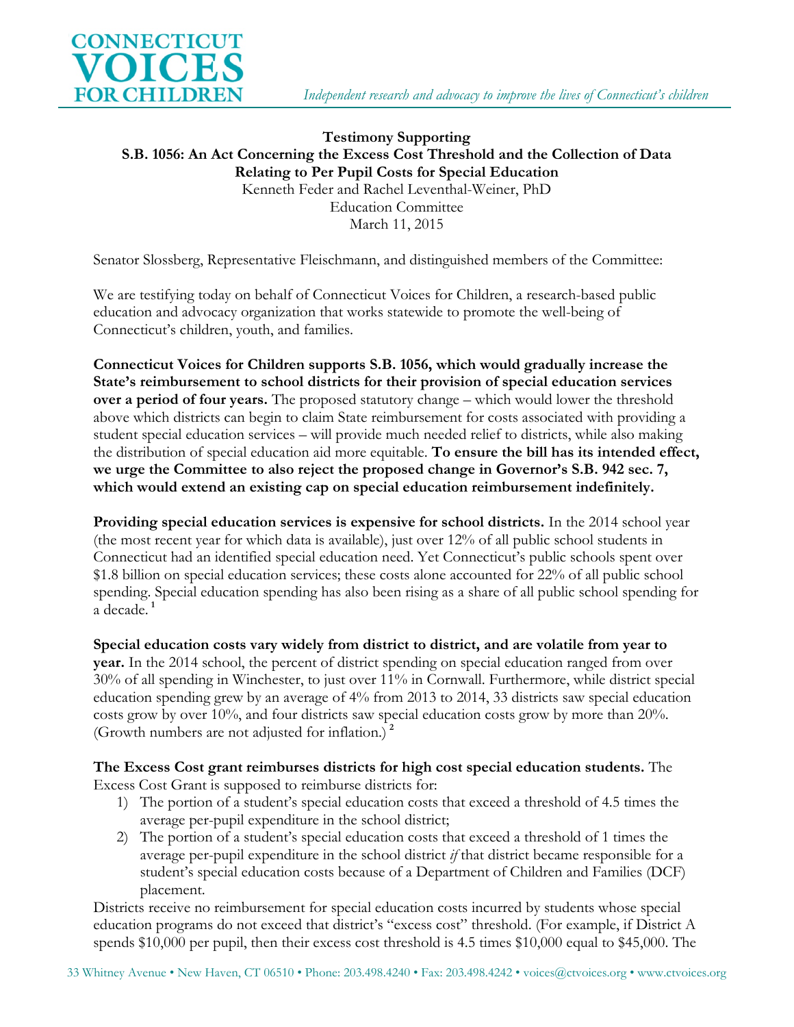**CONNECTICUT VOICES FOR CHILDREN**

*Independent research and advocacy to improve the lives of Connecticut's children*

**Testimony Supporting**
**S.B. 1056: An Act Concerning the Excess Cost Threshold and the Collection of Data Relating to Per Pupil Costs for Special Education**
Kenneth Feder and Rachel Leventhal-Weiner, PhD
Education Committee
March 11, 2015

Senator Slossberg, Representative Fleischmann, and distinguished members of the Committee:

We are testifying today on behalf of Connecticut Voices for Children, a research-based public education and advocacy organization that works statewide to promote the well-being of Connecticut's children, youth, and families.

**Connecticut Voices for Children supports S.B. 1056, which would gradually increase the State's reimbursement to school districts for their provision of special education services over a period of four years.** The proposed statutory change – which would lower the threshold above which districts can begin to claim State reimbursement for costs associated with providing a student special education services – will provide much needed relief to districts, while also making the distribution of special education aid more equitable. **To ensure the bill has its intended effect, we urge the Committee to also reject the proposed change in Governor's S.B. 942 sec. 7, which would extend an existing cap on special education reimbursement indefinitely.**

**Providing special education services is expensive for school districts.** In the 2014 school year (the most recent year for which data is available), just over 12% of all public school students in Connecticut had an identified special education need. Yet Connecticut's public schools spent over $1.8 billion on special education services; these costs alone accounted for 22% of all public school spending. Special education spending has also been rising as a share of all public school spending for a decade.[1]

**Special education costs vary widely from district to district, and are volatile from year to year.** In the 2014 school, the percent of district spending on special education ranged from over 30% of all spending in Winchester, to just over 11% in Cornwall. Furthermore, while district special education spending grew by an average of 4% from 2013 to 2014, 33 districts saw special education costs grow by over 10%, and four districts saw special education costs grow by more than 20%. (Growth numbers are not adjusted for inflation.)[2]

**The Excess Cost grant reimburses districts for high cost special education students.** The Excess Cost Grant is supposed to reimburse districts for:

1) The portion of a student's special education costs that exceed a threshold of 4.5 times the average per-pupil expenditure in the school district;
2) The portion of a student's special education costs that exceed a threshold of 1 times the average per-pupil expenditure in the school district *if* that district became responsible for a student's special education costs because of a Department of Children and Families (DCF) placement.

Districts receive no reimbursement for special education costs incurred by students whose special education programs do not exceed that district's "excess cost" threshold. (For example, if District A spends $10,000 per pupil, then their excess cost threshold is 4.5 times $10,000 equal to $45,000. The

33 Whitney Avenue • New Haven, CT 06510 • Phone: 203.498.4240 • Fax: 203.498.4242 • voices@ctvoices.org • www.ctvoices.org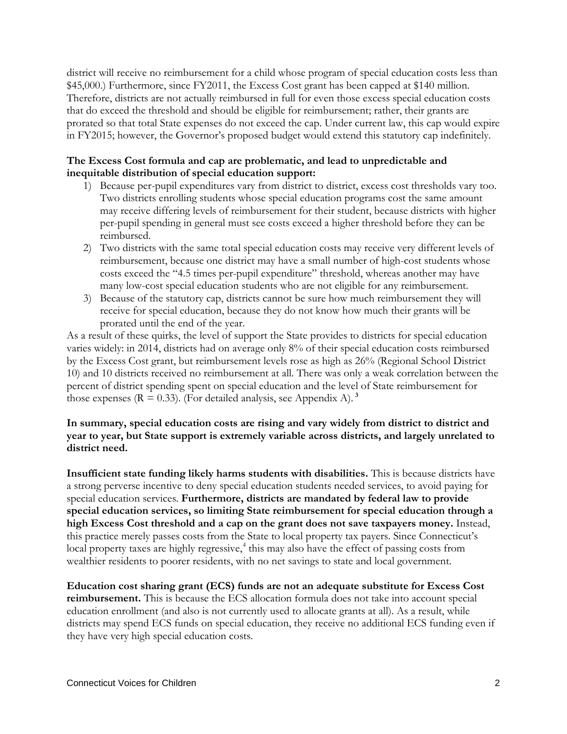district will receive no reimbursement for a child whose program of special education costs less than $45,000.) Furthermore, since FY2011, the Excess Cost grant has been capped at $140 million. Therefore, districts are not actually reimbursed in full for even those excess special education costs that do exceed the threshold and should be eligible for reimbursement; rather, their grants are prorated so that total State expenses do not exceed the cap. Under current law, this cap would expire in FY2015; however, the Governor's proposed budget would extend this statutory cap indefinitely.

**The Excess Cost formula and cap are problematic, and lead to unpredictable and inequitable distribution of special education support:**

1) Because per-pupil expenditures vary from district to district, excess cost thresholds vary too. Two districts enrolling students whose special education programs cost the same amount may receive differing levels of reimbursement for their student, because districts with higher per-pupil spending in general must see costs exceed a higher threshold before they can be reimbursed.
2) Two districts with the same total special education costs may receive very different levels of reimbursement, because one district may have a small number of high-cost students whose costs exceed the "4.5 times per-pupil expenditure" threshold, whereas another may have many low-cost special education students who are not eligible for any reimbursement.
3) Because of the statutory cap, districts cannot be sure how much reimbursement they will receive for special education, because they do not know how much their grants will be prorated until the end of the year.

As a result of these quirks, the level of support the State provides to districts for special education varies widely: in 2014, districts had on average only 8% of their special education costs reimbursed by the Excess Cost grant, but reimbursement levels rose as high as 26% (Regional School District 10) and 10 districts received no reimbursement at all. There was only a weak correlation between the percent of district spending spent on special education and the level of State reimbursement for those expenses ($R = 0.33$). (For detailed analysis, see Appendix A).[3]

**In summary, special education costs are rising and vary widely from district to district and year to year, but State support is extremely variable across districts, and largely unrelated to district need.**

**Insufficient state funding likely harms students with disabilities.** This is because districts have a strong perverse incentive to deny special education students needed services, to avoid paying for special education services. **Furthermore, districts are mandated by federal law to provide special education services, so limiting State reimbursement for special education through a high Excess Cost threshold and a cap on the grant does not save taxpayers money.** Instead, this practice merely passes costs from the State to local property tax payers. Since Connecticut's local property taxes are highly regressive,[4] this may also have the effect of passing costs from wealthier residents to poorer residents, with no net savings to state and local government.

**Education cost sharing grant (ECS) funds are not an adequate substitute for Excess Cost reimbursement.** This is because the ECS allocation formula does not take into account special education enrollment (and also is not currently used to allocate grants at all). As a result, while districts may spend ECS funds on special education, they receive no additional ECS funding even if they have very high special education costs.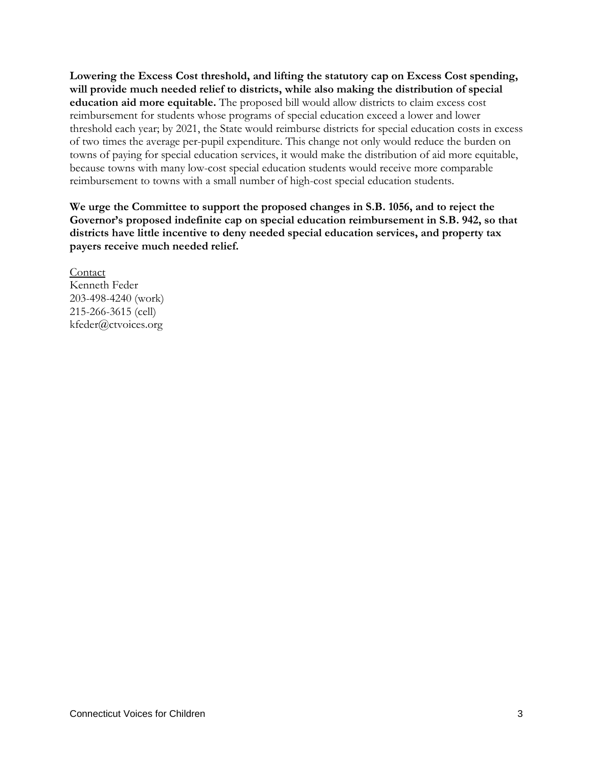**Lowering the Excess Cost threshold, and lifting the statutory cap on Excess Cost spending, will provide much needed relief to districts, while also making the distribution of special education aid more equitable.** The proposed bill would allow districts to claim excess cost reimbursement for students whose programs of special education exceed a lower and lower threshold each year; by 2021, the State would reimburse districts for special education costs in excess of two times the average per-pupil expenditure. This change not only would reduce the burden on towns of paying for special education services, it would make the distribution of aid more equitable, because towns with many low-cost special education students would receive more comparable reimbursement to towns with a small number of high-cost special education students.

**We urge the Committee to support the proposed changes in S.B. 1056, and to reject the Governor's proposed indefinite cap on special education reimbursement in S.B. 942, so that districts have little incentive to deny needed special education services, and property tax payers receive much needed relief.**

Contact
Kenneth Feder
203-498-4240 (work)
215-266-3615 (cell)
kfeder@ctvoices.org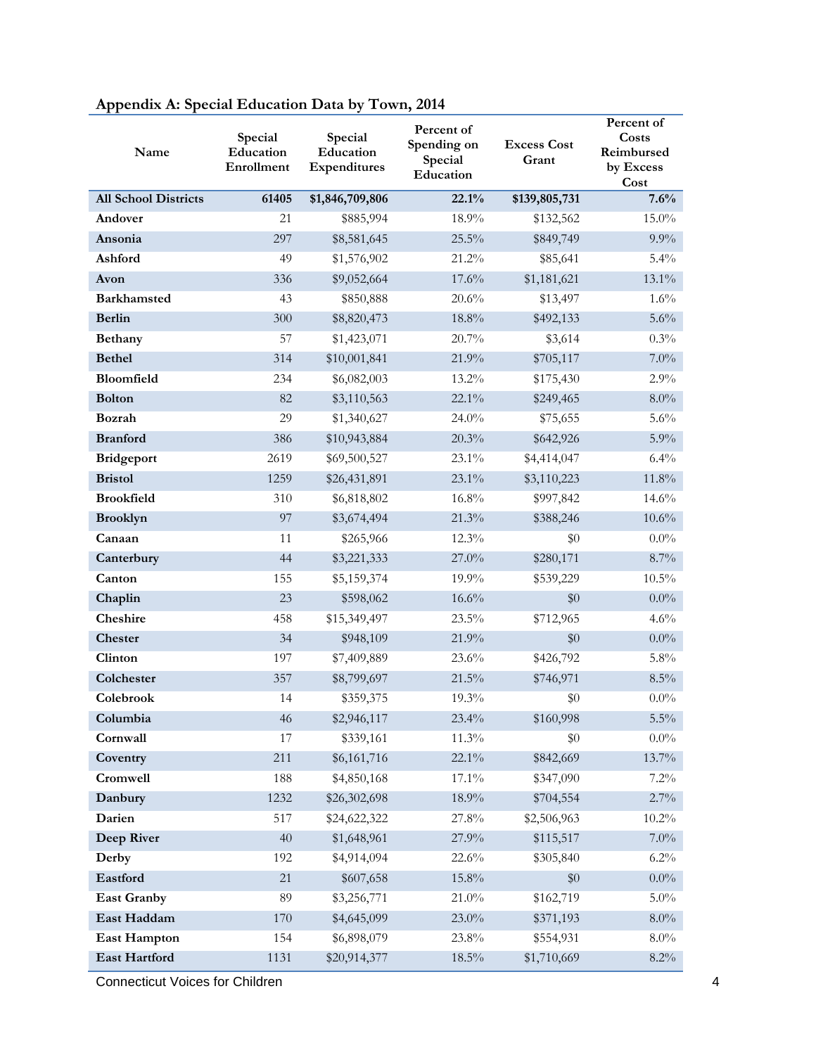## Appendix A: Special Education Data by Town, 2014

| Name | Special Education Enrollment | Special Education Expenditures | Percent of Spending on Special Education | Excess Cost Grant | Percent of Costs Reimbursed by Excess Cost |
|---|---|---|---|---|---|
| **All School Districts** | **61405** | **$1,846,709,806** | **22.1%** | **$139,805,731** | **7.6%** |
| **Andover** | 21 | $885,994 | 18.9% | $132,562 | 15.0% |
| **Ansonia** | 297 | $8,581,645 | 25.5% | $849,749 | 9.9% |
| **Ashford** | 49 | $1,576,902 | 21.2% | $85,641 | 5.4% |
| **Avon** | 336 | $9,052,664 | 17.6% | $1,181,621 | 13.1% |
| **Barkhamsted** | 43 | $850,888 | 20.6% | $13,497 | 1.6% |
| **Berlin** | 300 | $8,820,473 | 18.8% | $492,133 | 5.6% |
| **Bethany** | 57 | $1,423,071 | 20.7% | $3,614 | 0.3% |
| **Bethel** | 314 | $10,001,841 | 21.9% | $705,117 | 7.0% |
| **Bloomfield** | 234 | $6,082,003 | 13.2% | $175,430 | 2.9% |
| **Bolton** | 82 | $3,110,563 | 22.1% | $249,465 | 8.0% |
| **Bozrah** | 29 | $1,340,627 | 24.0% | $75,655 | 5.6% |
| **Branford** | 386 | $10,943,884 | 20.3% | $642,926 | 5.9% |
| **Bridgeport** | 2619 | $69,500,527 | 23.1% | $4,414,047 | 6.4% |
| **Bristol** | 1259 | $26,431,891 | 23.1% | $3,110,223 | 11.8% |
| **Brookfield** | 310 | $6,818,802 | 16.8% | $997,842 | 14.6% |
| **Brooklyn** | 97 | $3,674,494 | 21.3% | $388,246 | 10.6% |
| **Canaan** | 11 | $265,966 | 12.3% | $0 | 0.0% |
| **Canterbury** | 44 | $3,221,333 | 27.0% | $280,171 | 8.7% |
| **Canton** | 155 | $5,159,374 | 19.9% | $539,229 | 10.5% |
| **Chaplin** | 23 | $598,062 | 16.6% | $0 | 0.0% |
| **Cheshire** | 458 | $15,349,497 | 23.5% | $712,965 | 4.6% |
| **Chester** | 34 | $948,109 | 21.9% | $0 | 0.0% |
| **Clinton** | 197 | $7,409,889 | 23.6% | $426,792 | 5.8% |
| **Colchester** | 357 | $8,799,697 | 21.5% | $746,971 | 8.5% |
| **Colebrook** | 14 | $359,375 | 19.3% | $0 | 0.0% |
| **Columbia** | 46 | $2,946,117 | 23.4% | $160,998 | 5.5% |
| **Cornwall** | 17 | $339,161 | 11.3% | $0 | 0.0% |
| **Coventry** | 211 | $6,161,716 | 22.1% | $842,669 | 13.7% |
| **Cromwell** | 188 | $4,850,168 | 17.1% | $347,090 | 7.2% |
| **Danbury** | 1232 | $26,302,698 | 18.9% | $704,554 | 2.7% |
| **Darien** | 517 | $24,622,322 | 27.8% | $2,506,963 | 10.2% |
| **Deep River** | 40 | $1,648,961 | 27.9% | $115,517 | 7.0% |
| **Derby** | 192 | $4,914,094 | 22.6% | $305,840 | 6.2% |
| **Eastford** | 21 | $607,658 | 15.8% | $0 | 0.0% |
| **East Granby** | 89 | $3,256,771 | 21.0% | $162,719 | 5.0% |
| **East Haddam** | 170 | $4,645,099 | 23.0% | $371,193 | 8.0% |
| **East Hampton** | 154 | $6,898,079 | 23.8% | $554,931 | 8.0% |
| **East Hartford** | 1131 | $20,914,377 | 18.5% | $1,710,669 | 8.2% |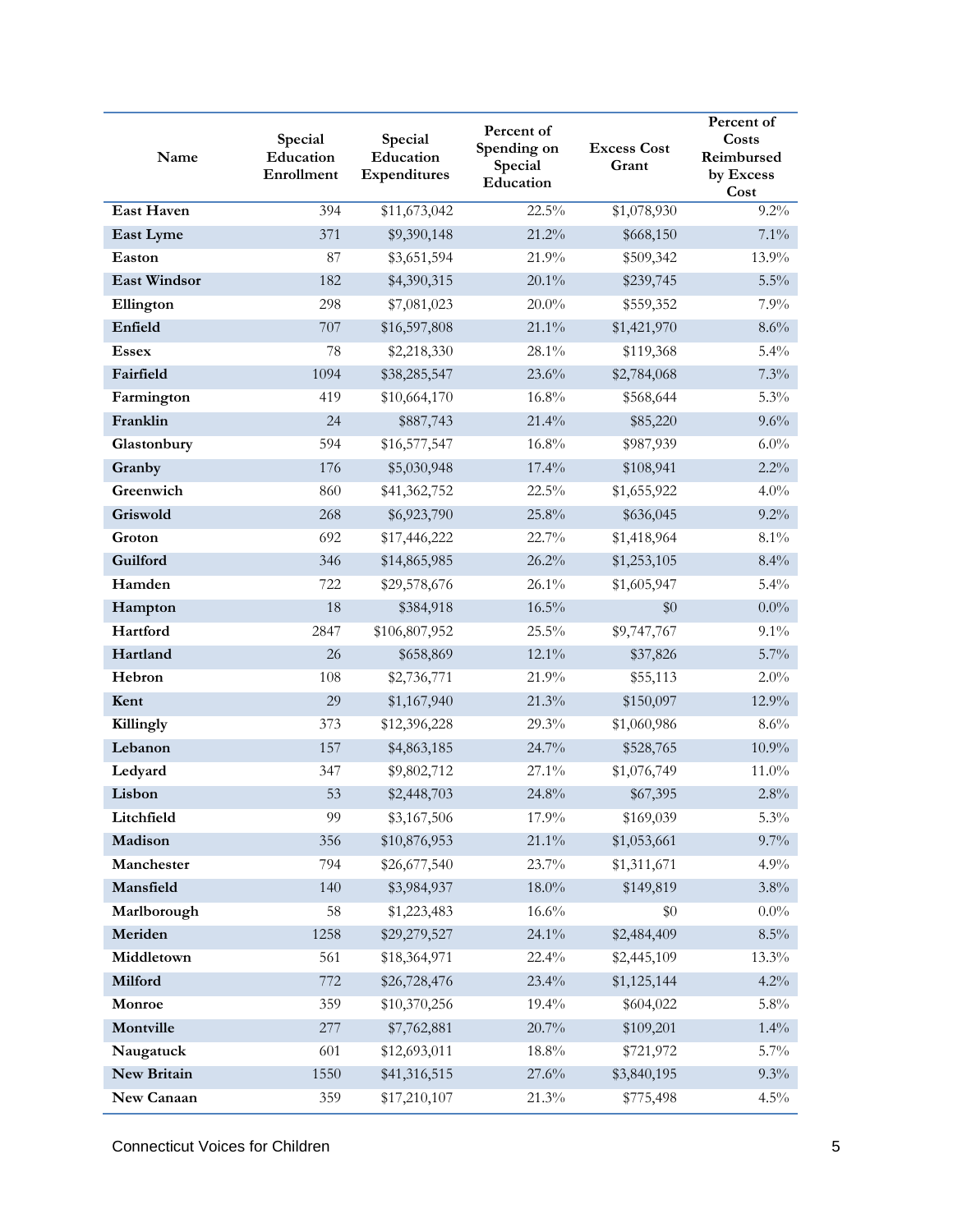| Name | Special Education Enrollment | Special Education Expenditures | Percent of Spending on Special Education | Excess Cost Grant | Percent of Costs Reimbursed by Excess Cost |
|---|---|---|---|---|---|
| East Haven | 394 | $11,673,042 | 22.5% | $1,078,930 | 9.2% |
| East Lyme | 371 | $9,390,148 | 21.2% | $668,150 | 7.1% |
| Easton | 87 | $3,651,594 | 21.9% | $509,342 | 13.9% |
| East Windsor | 182 | $4,390,315 | 20.1% | $239,745 | 5.5% |
| Ellington | 298 | $7,081,023 | 20.0% | $559,352 | 7.9% |
| Enfield | 707 | $16,597,808 | 21.1% | $1,421,970 | 8.6% |
| Essex | 78 | $2,218,330 | 28.1% | $119,368 | 5.4% |
| Fairfield | 1094 | $38,285,547 | 23.6% | $2,784,068 | 7.3% |
| Farmington | 419 | $10,664,170 | 16.8% | $568,644 | 5.3% |
| Franklin | 24 | $887,743 | 21.4% | $85,220 | 9.6% |
| Glastonbury | 594 | $16,577,547 | 16.8% | $987,939 | 6.0% |
| Granby | 176 | $5,030,948 | 17.4% | $108,941 | 2.2% |
| Greenwich | 860 | $41,362,752 | 22.5% | $1,655,922 | 4.0% |
| Griswold | 268 | $6,923,790 | 25.8% | $636,045 | 9.2% |
| Groton | 692 | $17,446,222 | 22.7% | $1,418,964 | 8.1% |
| Guilford | 346 | $14,865,985 | 26.2% | $1,253,105 | 8.4% |
| Hamden | 722 | $29,578,676 | 26.1% | $1,605,947 | 5.4% |
| Hampton | 18 | $384,918 | 16.5% | $0 | 0.0% |
| Hartford | 2847 | $106,807,952 | 25.5% | $9,747,767 | 9.1% |
| Hartland | 26 | $658,869 | 12.1% | $37,826 | 5.7% |
| Hebron | 108 | $2,736,771 | 21.9% | $55,113 | 2.0% |
| Kent | 29 | $1,167,940 | 21.3% | $150,097 | 12.9% |
| Killingly | 373 | $12,396,228 | 29.3% | $1,060,986 | 8.6% |
| Lebanon | 157 | $4,863,185 | 24.7% | $528,765 | 10.9% |
| Ledyard | 347 | $9,802,712 | 27.1% | $1,076,749 | 11.0% |
| Lisbon | 53 | $2,448,703 | 24.8% | $67,395 | 2.8% |
| Litchfield | 99 | $3,167,506 | 17.9% | $169,039 | 5.3% |
| Madison | 356 | $10,876,953 | 21.1% | $1,053,661 | 9.7% |
| Manchester | 794 | $26,677,540 | 23.7% | $1,311,671 | 4.9% |
| Mansfield | 140 | $3,984,937 | 18.0% | $149,819 | 3.8% |
| Marlborough | 58 | $1,223,483 | 16.6% | $0 | 0.0% |
| Meriden | 1258 | $29,279,527 | 24.1% | $2,484,409 | 8.5% |
| Middletown | 561 | $18,364,971 | 22.4% | $2,445,109 | 13.3% |
| Milford | 772 | $26,728,476 | 23.4% | $1,125,144 | 4.2% |
| Monroe | 359 | $10,370,256 | 19.4% | $604,022 | 5.8% |
| Montville | 277 | $7,762,881 | 20.7% | $109,201 | 1.4% |
| Naugatuck | 601 | $12,693,011 | 18.8% | $721,972 | 5.7% |
| New Britain | 1550 | $41,316,515 | 27.6% | $3,840,195 | 9.3% |
| New Canaan | 359 | $17,210,107 | 21.3% | $775,498 | 4.5% |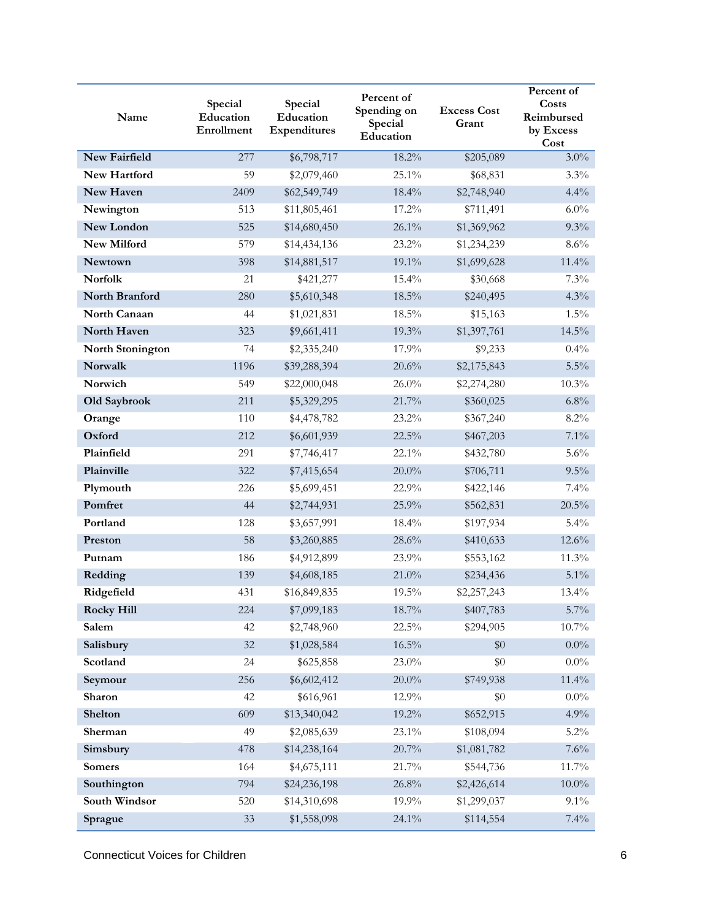| Name | Special Education Enrollment | Special Education Expenditures | Percent of Spending on Special Education | Excess Cost Grant | Percent of Costs Reimbursed by Excess Cost |
|---|---|---|---|---|---|
| **New Fairfield** | 277 | $6,798,717 | 18.2% | $205,089 | 3.0% |
| **New Hartford** | 59 | $2,079,460 | 25.1% | $68,831 | 3.3% |
| **New Haven** | 2409 | $62,549,749 | 18.4% | $2,748,940 | 4.4% |
| **Newington** | 513 | $11,805,461 | 17.2% | $711,491 | 6.0% |
| **New London** | 525 | $14,680,450 | 26.1% | $1,369,962 | 9.3% |
| **New Milford** | 579 | $14,434,136 | 23.2% | $1,234,239 | 8.6% |
| **Newtown** | 398 | $14,881,517 | 19.1% | $1,699,628 | 11.4% |
| **Norfolk** | 21 | $421,277 | 15.4% | $30,668 | 7.3% |
| **North Branford** | 280 | $5,610,348 | 18.5% | $240,495 | 4.3% |
| **North Canaan** | 44 | $1,021,831 | 18.5% | $15,163 | 1.5% |
| **North Haven** | 323 | $9,661,411 | 19.3% | $1,397,761 | 14.5% |
| **North Stonington** | 74 | $2,335,240 | 17.9% | $9,233 | 0.4% |
| **Norwalk** | 1196 | $39,288,394 | 20.6% | $2,175,843 | 5.5% |
| **Norwich** | 549 | $22,000,048 | 26.0% | $2,274,280 | 10.3% |
| **Old Saybrook** | 211 | $5,329,295 | 21.7% | $360,025 | 6.8% |
| **Orange** | 110 | $4,478,782 | 23.2% | $367,240 | 8.2% |
| **Oxford** | 212 | $6,601,939 | 22.5% | $467,203 | 7.1% |
| **Plainfield** | 291 | $7,746,417 | 22.1% | $432,780 | 5.6% |
| **Plainville** | 322 | $7,415,654 | 20.0% | $706,711 | 9.5% |
| **Plymouth** | 226 | $5,699,451 | 22.9% | $422,146 | 7.4% |
| **Pomfret** | 44 | $2,744,931 | 25.9% | $562,831 | 20.5% |
| **Portland** | 128 | $3,657,991 | 18.4% | $197,934 | 5.4% |
| **Preston** | 58 | $3,260,885 | 28.6% | $410,633 | 12.6% |
| **Putnam** | 186 | $4,912,899 | 23.9% | $553,162 | 11.3% |
| **Redding** | 139 | $4,608,185 | 21.0% | $234,436 | 5.1% |
| **Ridgefield** | 431 | $16,849,835 | 19.5% | $2,257,243 | 13.4% |
| **Rocky Hill** | 224 | $7,099,183 | 18.7% | $407,783 | 5.7% |
| **Salem** | 42 | $2,748,960 | 22.5% | $294,905 | 10.7% |
| **Salisbury** | 32 | $1,028,584 | 16.5% | $0 | 0.0% |
| **Scotland** | 24 | $625,858 | 23.0% | $0 | 0.0% |
| **Seymour** | 256 | $6,602,412 | 20.0% | $749,938 | 11.4% |
| **Sharon** | 42 | $616,961 | 12.9% | $0 | 0.0% |
| **Shelton** | 609 | $13,340,042 | 19.2% | $652,915 | 4.9% |
| **Sherman** | 49 | $2,085,639 | 23.1% | $108,094 | 5.2% |
| **Simsbury** | 478 | $14,238,164 | 20.7% | $1,081,782 | 7.6% |
| **Somers** | 164 | $4,675,111 | 21.7% | $544,736 | 11.7% |
| **Southington** | 794 | $24,236,198 | 26.8% | $2,426,614 | 10.0% |
| **South Windsor** | 520 | $14,310,698 | 19.9% | $1,299,037 | 9.1% |
| **Sprague** | 33 | $1,558,098 | 24.1% | $114,554 | 7.4% |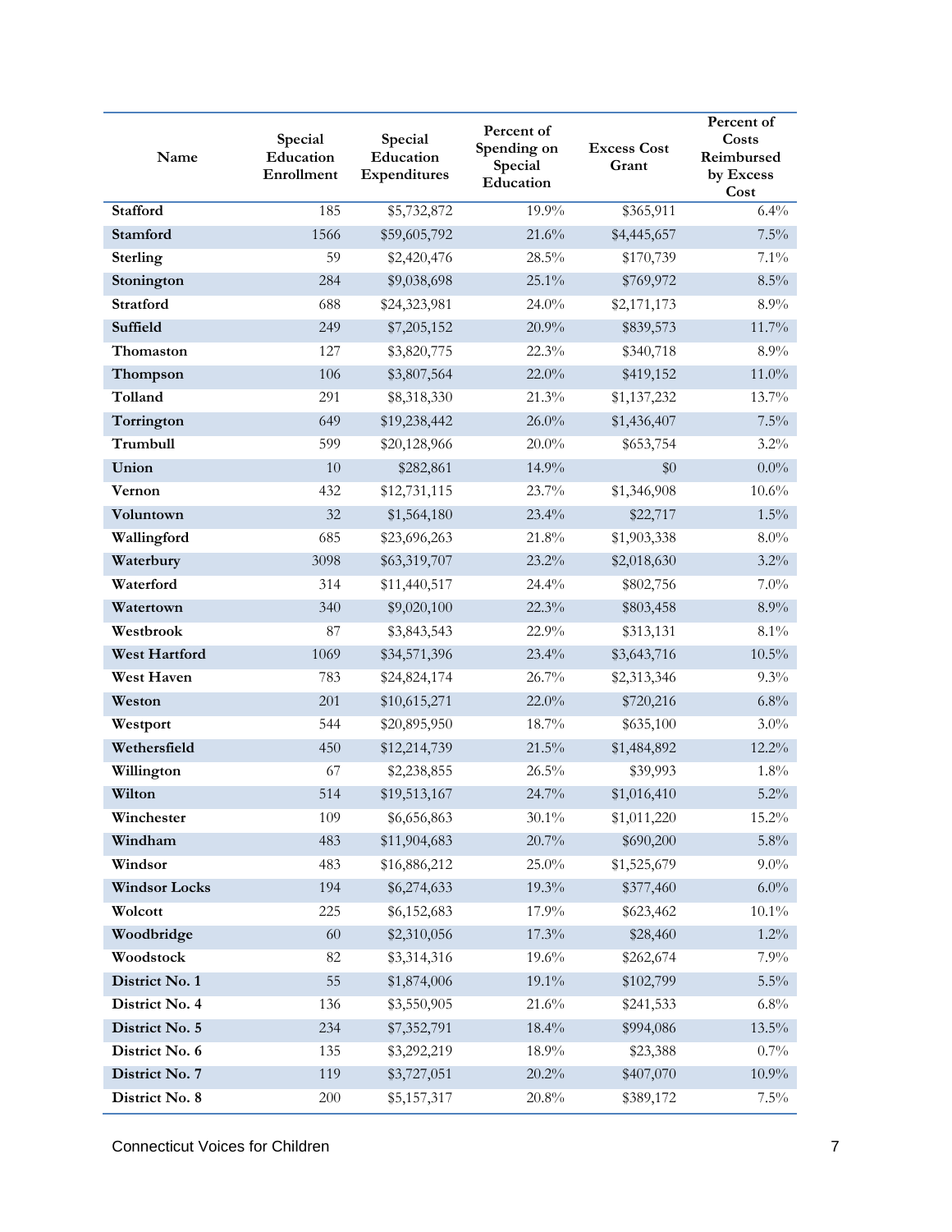| Name | Special Education Enrollment | Special Education Expenditures | Percent of Spending on Special Education | Excess Cost Grant | Percent of Costs Reimbursed by Excess Cost |
|---|---|---|---|---|---|
| **Stafford** | 185 | $5,732,872 | 19.9% | $365,911 | 6.4% |
| **Stamford** | 1566 | $59,605,792 | 21.6% | $4,445,657 | 7.5% |
| **Sterling** | 59 | $2,420,476 | 28.5% | $170,739 | 7.1% |
| **Stonington** | 284 | $9,038,698 | 25.1% | $769,972 | 8.5% |
| **Stratford** | 688 | $24,323,981 | 24.0% | $2,171,173 | 8.9% |
| **Suffield** | 249 | $7,205,152 | 20.9% | $839,573 | 11.7% |
| **Thomaston** | 127 | $3,820,775 | 22.3% | $340,718 | 8.9% |
| **Thompson** | 106 | $3,807,564 | 22.0% | $419,152 | 11.0% |
| **Tolland** | 291 | $8,318,330 | 21.3% | $1,137,232 | 13.7% |
| **Torrington** | 649 | $19,238,442 | 26.0% | $1,436,407 | 7.5% |
| **Trumbull** | 599 | $20,128,966 | 20.0% | $653,754 | 3.2% |
| **Union** | 10 | $282,861 | 14.9% | $0 | 0.0% |
| **Vernon** | 432 | $12,731,115 | 23.7% | $1,346,908 | 10.6% |
| **Voluntown** | 32 | $1,564,180 | 23.4% | $22,717 | 1.5% |
| **Wallingford** | 685 | $23,696,263 | 21.8% | $1,903,338 | 8.0% |
| **Waterbury** | 3098 | $63,319,707 | 23.2% | $2,018,630 | 3.2% |
| **Waterford** | 314 | $11,440,517 | 24.4% | $802,756 | 7.0% |
| **Watertown** | 340 | $9,020,100 | 22.3% | $803,458 | 8.9% |
| **Westbrook** | 87 | $3,843,543 | 22.9% | $313,131 | 8.1% |
| **West Hartford** | 1069 | $34,571,396 | 23.4% | $3,643,716 | 10.5% |
| **West Haven** | 783 | $24,824,174 | 26.7% | $2,313,346 | 9.3% |
| **Weston** | 201 | $10,615,271 | 22.0% | $720,216 | 6.8% |
| **Westport** | 544 | $20,895,950 | 18.7% | $635,100 | 3.0% |
| **Wethersfield** | 450 | $12,214,739 | 21.5% | $1,484,892 | 12.2% |
| **Willington** | 67 | $2,238,855 | 26.5% | $39,993 | 1.8% |
| **Wilton** | 514 | $19,513,167 | 24.7% | $1,016,410 | 5.2% |
| **Winchester** | 109 | $6,656,863 | 30.1% | $1,011,220 | 15.2% |
| **Windham** | 483 | $11,904,683 | 20.7% | $690,200 | 5.8% |
| **Windsor** | 483 | $16,886,212 | 25.0% | $1,525,679 | 9.0% |
| **Windsor Locks** | 194 | $6,274,633 | 19.3% | $377,460 | 6.0% |
| **Wolcott** | 225 | $6,152,683 | 17.9% | $623,462 | 10.1% |
| **Woodbridge** | 60 | $2,310,056 | 17.3% | $28,460 | 1.2% |
| **Woodstock** | 82 | $3,314,316 | 19.6% | $262,674 | 7.9% |
| **District No. 1** | 55 | $1,874,006 | 19.1% | $102,799 | 5.5% |
| **District No. 4** | 136 | $3,550,905 | 21.6% | $241,533 | 6.8% |
| **District No. 5** | 234 | $7,352,791 | 18.4% | $994,086 | 13.5% |
| **District No. 6** | 135 | $3,292,219 | 18.9% | $23,388 | 0.7% |
| **District No. 7** | 119 | $3,727,051 | 20.2% | $407,070 | 10.9% |
| **District No. 8** | 200 | $5,157,317 | 20.8% | $389,172 | 7.5% |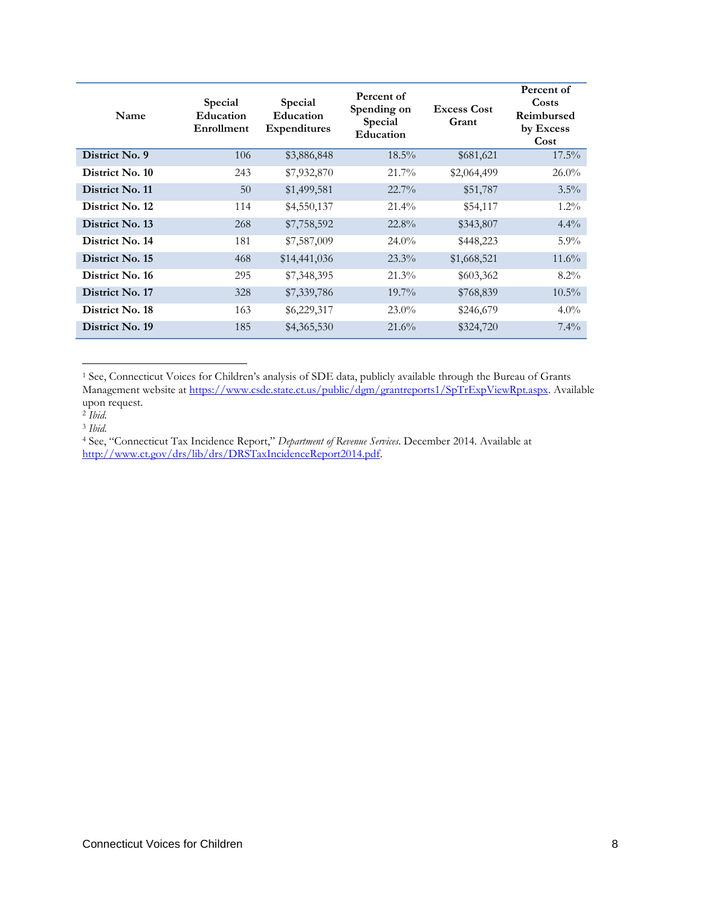| Name | Special Education Enrollment | Special Education Expenditures | Percent of Spending on Special Education | Excess Cost Grant | Percent of Costs Reimbursed by Excess Cost |
|---|---|---|---|---|---|
| **District No. 9** | 106 | $3,886,848 | 18.5% | $681,621 | 17.5% |
| **District No. 10** | 243 | $7,932,870 | 21.7% | $2,064,499 | 26.0% |
| **District No. 11** | 50 | $1,499,581 | 22.7% | $51,787 | 3.5% |
| **District No. 12** | 114 | $4,550,137 | 21.4% | $54,117 | 1.2% |
| **District No. 13** | 268 | $7,758,592 | 22.8% | $343,807 | 4.4% |
| **District No. 14** | 181 | $7,587,009 | 24.0% | $448,223 | 5.9% |
| **District No. 15** | 468 | $14,441,036 | 23.3% | $1,668,521 | 11.6% |
| **District No. 16** | 295 | $7,348,395 | 21.3% | $603,362 | 8.2% |
| **District No. 17** | 328 | $7,339,786 | 19.7% | $768,839 | 10.5% |
| **District No. 18** | 163 | $6,229,317 | 23.0% | $246,679 | 4.0% |
| **District No. 19** | 185 | $4,365,530 | 21.6% | $324,720 | 7.4% |

---

[1] See, Connecticut Voices for Children's analysis of SDE data, publicly available through the Bureau of Grants Management website at https://www.csde.state.ct.us/public/dgm/grantreports1/SpTrExpViewRpt.aspx. Available upon request.

[2] *Ibid.*

[3] *Ibid.*

[4] See, "Connecticut Tax Incidence Report," *Department of Revenue Services*. December 2014. Available at http://www.ct.gov/drs/lib/drs/DRSTaxIncidenceReport2014.pdf.